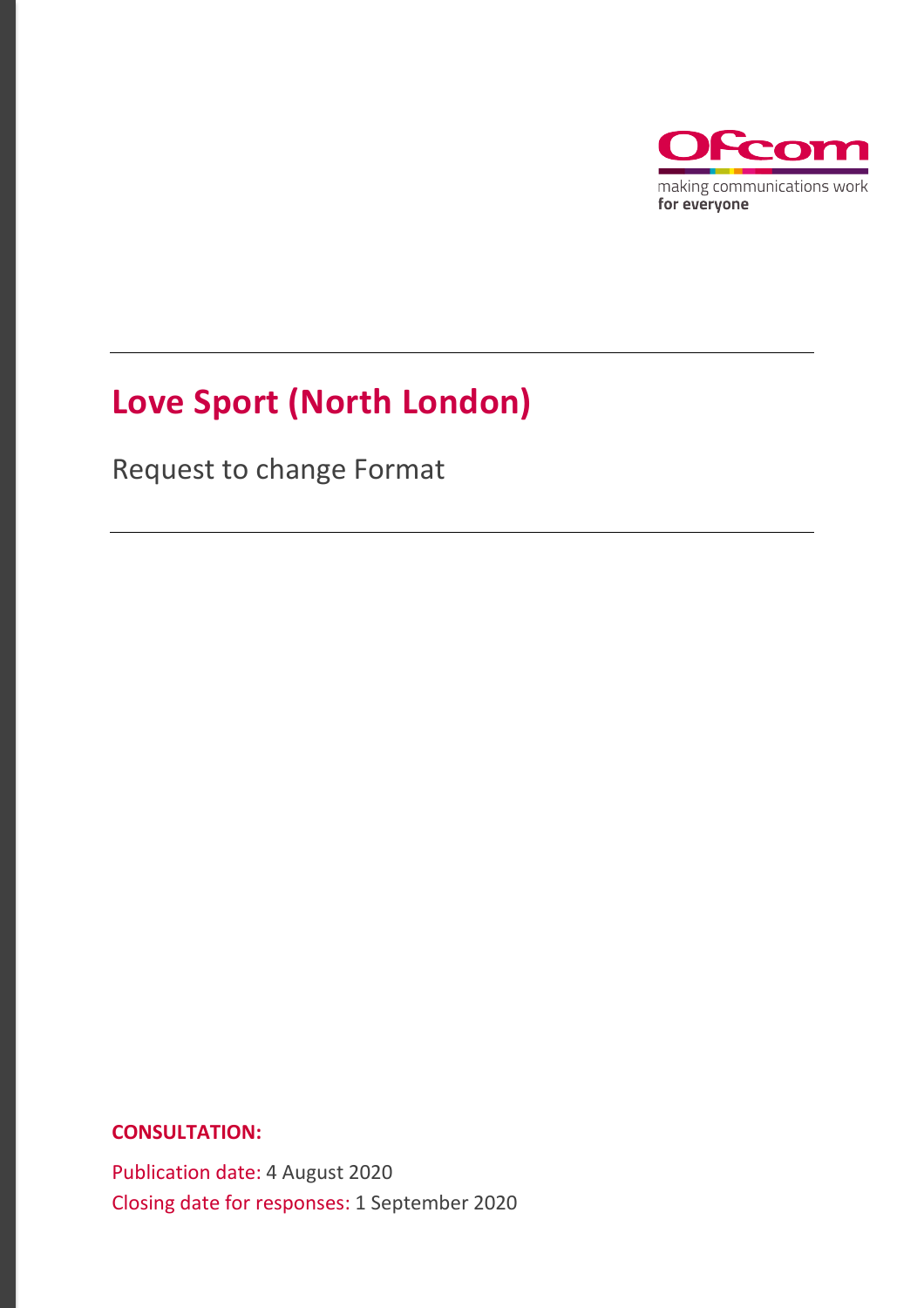Ofcom

making communications work
**for everyone**

# Love Sport (North London)

Request to change Format

**CONSULTATION:**

Publication date: 4 August 2020

Closing date for responses: 1 September 2020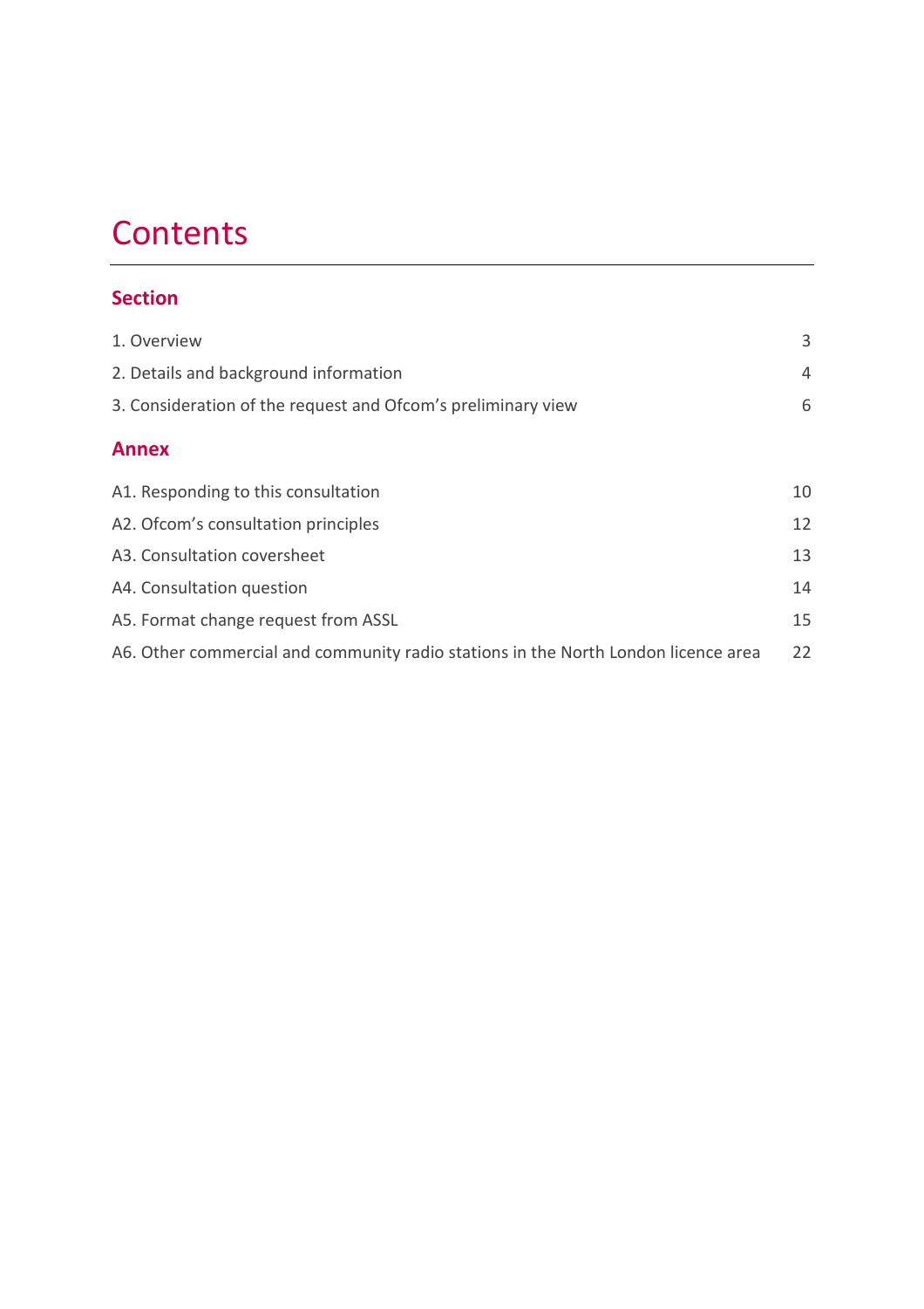# Contents

## Section

1. Overview 3
2. Details and background information 4
3. Consideration of the request and Ofcom's preliminary view 6

## Annex

A1. Responding to this consultation 10
A2. Ofcom's consultation principles 12
A3. Consultation coversheet 13
A4. Consultation question 14
A5. Format change request from ASSL 15
A6. Other commercial and community radio stations in the North London licence area 22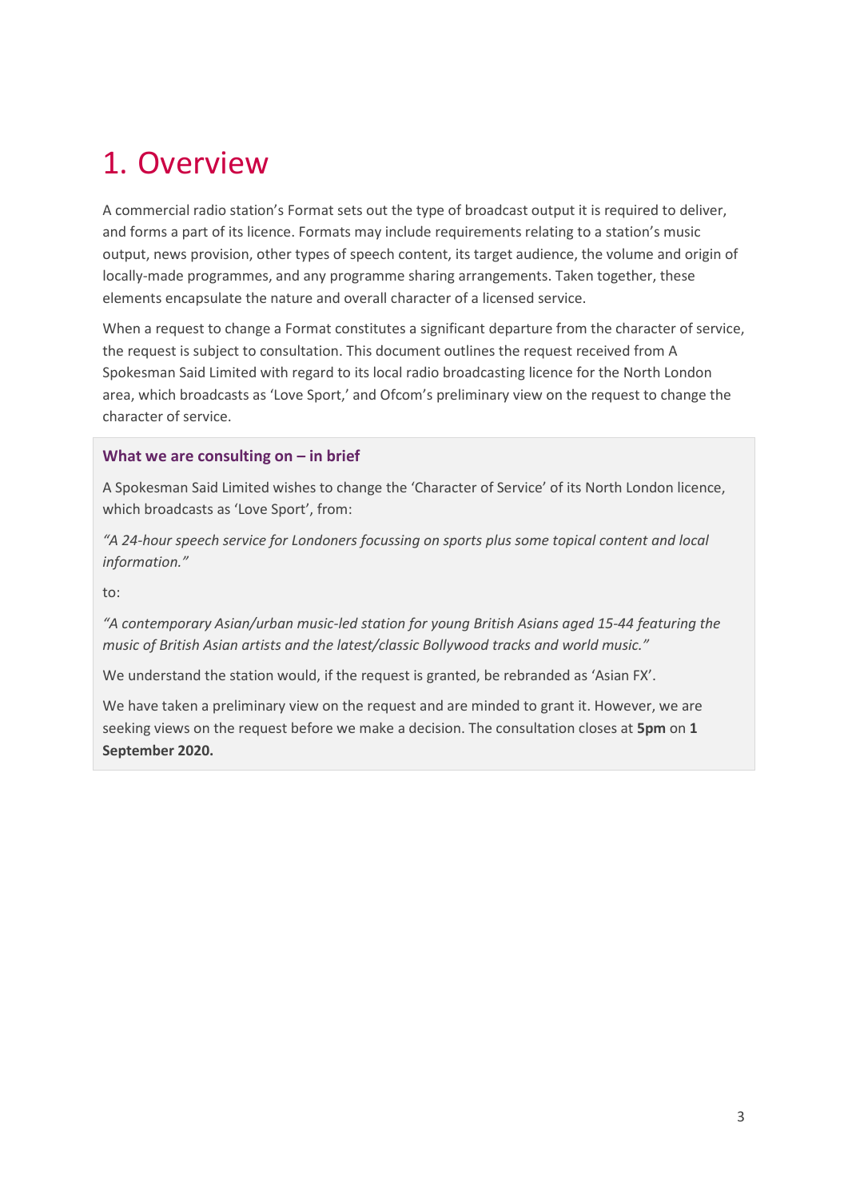# 1. Overview

A commercial radio station's Format sets out the type of broadcast output it is required to deliver, and forms a part of its licence. Formats may include requirements relating to a station's music output, news provision, other types of speech content, its target audience, the volume and origin of locally-made programmes, and any programme sharing arrangements. Taken together, these elements encapsulate the nature and overall character of a licensed service.

When a request to change a Format constitutes a significant departure from the character of service, the request is subject to consultation. This document outlines the request received from A Spokesman Said Limited with regard to its local radio broadcasting licence for the North London area, which broadcasts as 'Love Sport,' and Ofcom's preliminary view on the request to change the character of service.

**What we are consulting on – in brief**

A Spokesman Said Limited wishes to change the 'Character of Service' of its North London licence, which broadcasts as 'Love Sport', from:

*"A 24-hour speech service for Londoners focussing on sports plus some topical content and local information."*

to:

*"A contemporary Asian/urban music-led station for young British Asians aged 15-44 featuring the music of British Asian artists and the latest/classic Bollywood tracks and world music."*

We understand the station would, if the request is granted, be rebranded as 'Asian FX'.

We have taken a preliminary view on the request and are minded to grant it. However, we are seeking views on the request before we make a decision. The consultation closes at **5pm** on **1 September 2020.**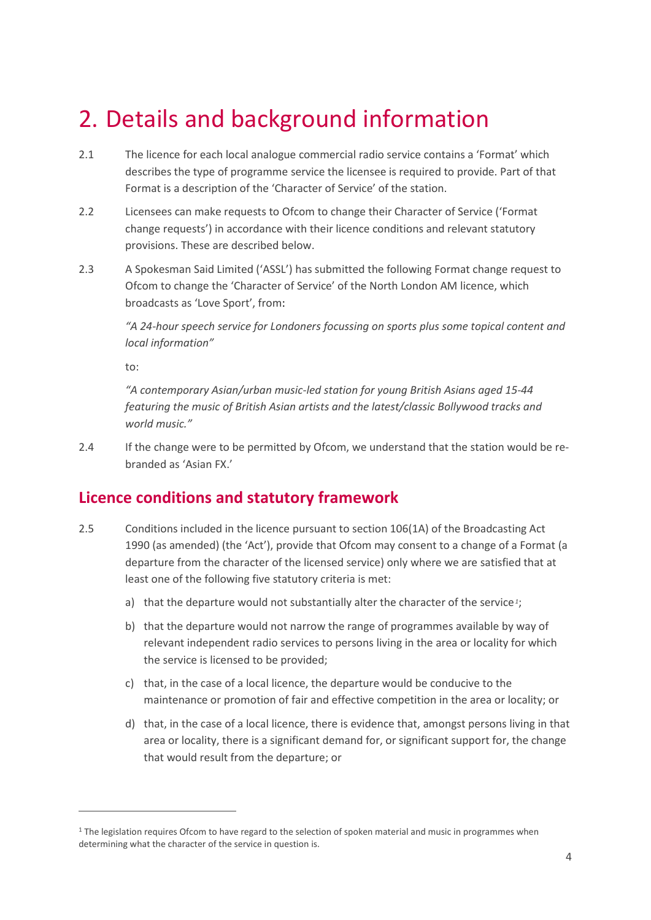# 2. Details and background information

2.1 The licence for each local analogue commercial radio service contains a 'Format' which describes the type of programme service the licensee is required to provide. Part of that Format is a description of the 'Character of Service' of the station.

2.2 Licensees can make requests to Ofcom to change their Character of Service ('Format change requests') in accordance with their licence conditions and relevant statutory provisions. These are described below.

2.3 A Spokesman Said Limited ('ASSL') has submitted the following Format change request to Ofcom to change the 'Character of Service' of the North London AM licence, which broadcasts as 'Love Sport', from:

> *"A 24-hour speech service for Londoners focussing on sports plus some topical content and local information"*
>
> to:
>
> *"A contemporary Asian/urban music-led station for young British Asians aged 15-44 featuring the music of British Asian artists and the latest/classic Bollywood tracks and world music."*

2.4 If the change were to be permitted by Ofcom, we understand that the station would be re-branded as 'Asian FX.'

## Licence conditions and statutory framework

2.5 Conditions included in the licence pursuant to section 106(1A) of the Broadcasting Act 1990 (as amended) (the 'Act'), provide that Ofcom may consent to a change of a Format (a departure from the character of the licensed service) only where we are satisfied that at least one of the following five statutory criteria is met:

a) that the departure would not substantially alter the character of the service[1];

b) that the departure would not narrow the range of programmes available by way of relevant independent radio services to persons living in the area or locality for which the service is licensed to be provided;

c) that, in the case of a local licence, the departure would be conducive to the maintenance or promotion of fair and effective competition in the area or locality; or

d) that, in the case of a local licence, there is evidence that, amongst persons living in that area or locality, there is a significant demand for, or significant support for, the change that would result from the departure; or

---

[1] The legislation requires Ofcom to have regard to the selection of spoken material and music in programmes when determining what the character of the service in question is.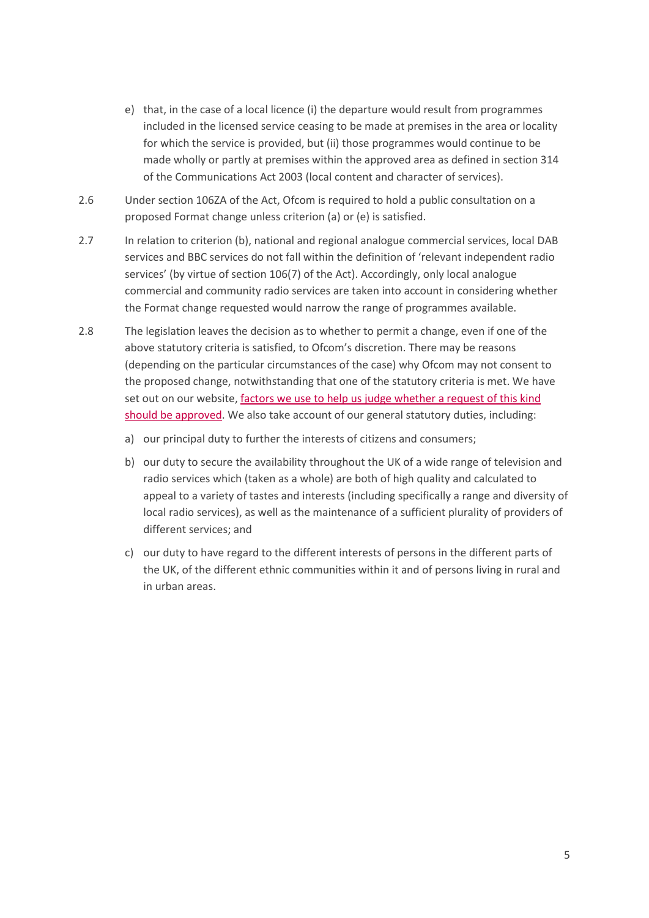e) that, in the case of a local licence (i) the departure would result from programmes included in the licensed service ceasing to be made at premises in the area or locality for which the service is provided, but (ii) those programmes would continue to be made wholly or partly at premises within the approved area as defined in section 314 of the Communications Act 2003 (local content and character of services).

2.6 Under section 106ZA of the Act, Ofcom is required to hold a public consultation on a proposed Format change unless criterion (a) or (e) is satisfied.

2.7 In relation to criterion (b), national and regional analogue commercial services, local DAB services and BBC services do not fall within the definition of 'relevant independent radio services' (by virtue of section 106(7) of the Act). Accordingly, only local analogue commercial and community radio services are taken into account in considering whether the Format change requested would narrow the range of programmes available.

2.8 The legislation leaves the decision as to whether to permit a change, even if one of the above statutory criteria is satisfied, to Ofcom's discretion. There may be reasons (depending on the particular circumstances of the case) why Ofcom may not consent to the proposed change, notwithstanding that one of the statutory criteria is met. We have set out on our website, factors we use to help us judge whether a request of this kind should be approved. We also take account of our general statutory duties, including:

a) our principal duty to further the interests of citizens and consumers;

b) our duty to secure the availability throughout the UK of a wide range of television and radio services which (taken as a whole) are both of high quality and calculated to appeal to a variety of tastes and interests (including specifically a range and diversity of local radio services), as well as the maintenance of a sufficient plurality of providers of different services; and

c) our duty to have regard to the different interests of persons in the different parts of the UK, of the different ethnic communities within it and of persons living in rural and in urban areas.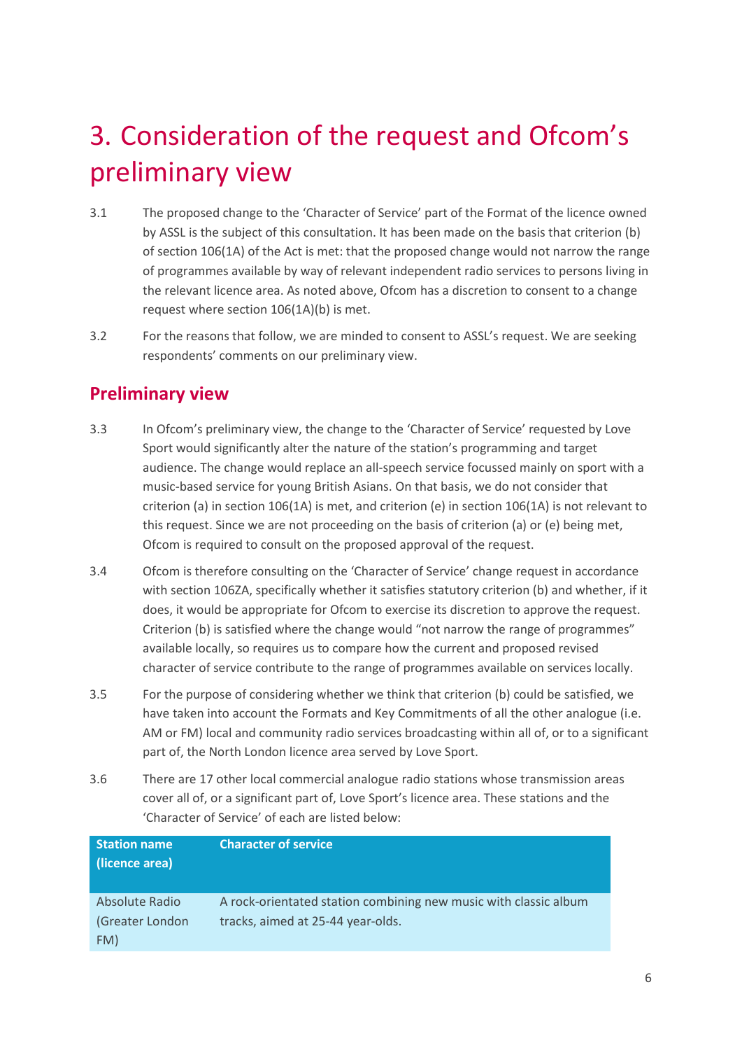# 3. Consideration of the request and Ofcom's preliminary view

3.1 The proposed change to the 'Character of Service' part of the Format of the licence owned by ASSL is the subject of this consultation. It has been made on the basis that criterion (b) of section 106(1A) of the Act is met: that the proposed change would not narrow the range of programmes available by way of relevant independent radio services to persons living in the relevant licence area. As noted above, Ofcom has a discretion to consent to a change request where section 106(1A)(b) is met.

3.2 For the reasons that follow, we are minded to consent to ASSL's request. We are seeking respondents' comments on our preliminary view.

## Preliminary view

3.3 In Ofcom's preliminary view, the change to the 'Character of Service' requested by Love Sport would significantly alter the nature of the station's programming and target audience. The change would replace an all-speech service focussed mainly on sport with a music-based service for young British Asians. On that basis, we do not consider that criterion (a) in section 106(1A) is met, and criterion (e) in section 106(1A) is not relevant to this request. Since we are not proceeding on the basis of criterion (a) or (e) being met, Ofcom is required to consult on the proposed approval of the request.

3.4 Ofcom is therefore consulting on the 'Character of Service' change request in accordance with section 106ZA, specifically whether it satisfies statutory criterion (b) and whether, if it does, it would be appropriate for Ofcom to exercise its discretion to approve the request. Criterion (b) is satisfied where the change would "not narrow the range of programmes" available locally, so requires us to compare how the current and proposed revised character of service contribute to the range of programmes available on services locally.

3.5 For the purpose of considering whether we think that criterion (b) could be satisfied, we have taken into account the Formats and Key Commitments of all the other analogue (i.e. AM or FM) local and community radio services broadcasting within all of, or to a significant part of, the North London licence area served by Love Sport.

3.6 There are 17 other local commercial analogue radio stations whose transmission areas cover all of, or a significant part of, Love Sport's licence area. These stations and the 'Character of Service' of each are listed below:

| Station name (licence area) | Character of service |
|---|---|
| Absolute Radio (Greater London FM) | A rock-orientated station combining new music with classic album tracks, aimed at 25-44 year-olds. |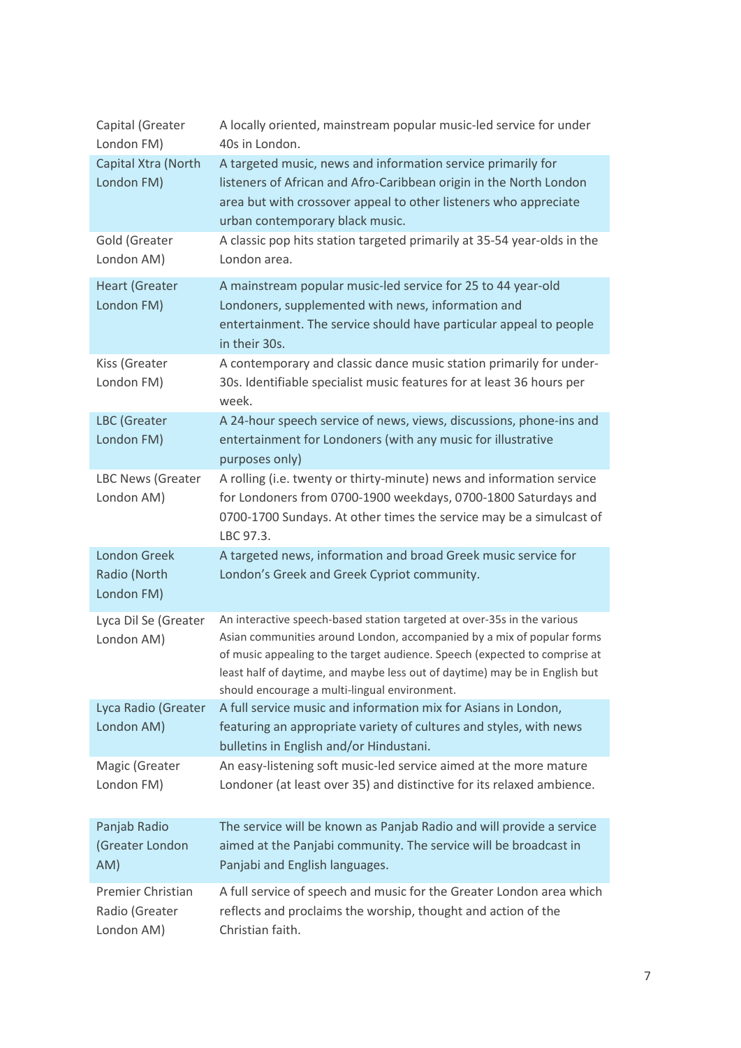| | |
|---|---|
| Capital (Greater London FM) | A locally oriented, mainstream popular music-led service for under 40s in London. |
| Capital Xtra (North London FM) | A targeted music, news and information service primarily for listeners of African and Afro-Caribbean origin in the North London area but with crossover appeal to other listeners who appreciate urban contemporary black music. |
| Gold (Greater London AM) | A classic pop hits station targeted primarily at 35-54 year-olds in the London area. |
| Heart (Greater London FM) | A mainstream popular music-led service for 25 to 44 year-old Londoners, supplemented with news, information and entertainment. The service should have particular appeal to people in their 30s. |
| Kiss (Greater London FM) | A contemporary and classic dance music station primarily for under-30s. Identifiable specialist music features for at least 36 hours per week. |
| LBC (Greater London FM) | A 24-hour speech service of news, views, discussions, phone-ins and entertainment for Londoners (with any music for illustrative purposes only) |
| LBC News (Greater London AM) | A rolling (i.e. twenty or thirty-minute) news and information service for Londoners from 0700-1900 weekdays, 0700-1800 Saturdays and 0700-1700 Sundays. At other times the service may be a simulcast of LBC 97.3. |
| London Greek Radio (North London FM) | A targeted news, information and broad Greek music service for London's Greek and Greek Cypriot community. |
| Lyca Dil Se (Greater London AM) | An interactive speech-based station targeted at over-35s in the various Asian communities around London, accompanied by a mix of popular forms of music appealing to the target audience. Speech (expected to comprise at least half of daytime, and maybe less out of daytime) may be in English but should encourage a multi-lingual environment. |
| Lyca Radio (Greater London AM) | A full service music and information mix for Asians in London, featuring an appropriate variety of cultures and styles, with news bulletins in English and/or Hindustani. |
| Magic (Greater London FM) | An easy-listening soft music-led service aimed at the more mature Londoner (at least over 35) and distinctive for its relaxed ambience. |
| Panjab Radio (Greater London AM) | The service will be known as Panjab Radio and will provide a service aimed at the Panjabi community. The service will be broadcast in Panjabi and English languages. |
| Premier Christian Radio (Greater London AM) | A full service of speech and music for the Greater London area which reflects and proclaims the worship, thought and action of the Christian faith. |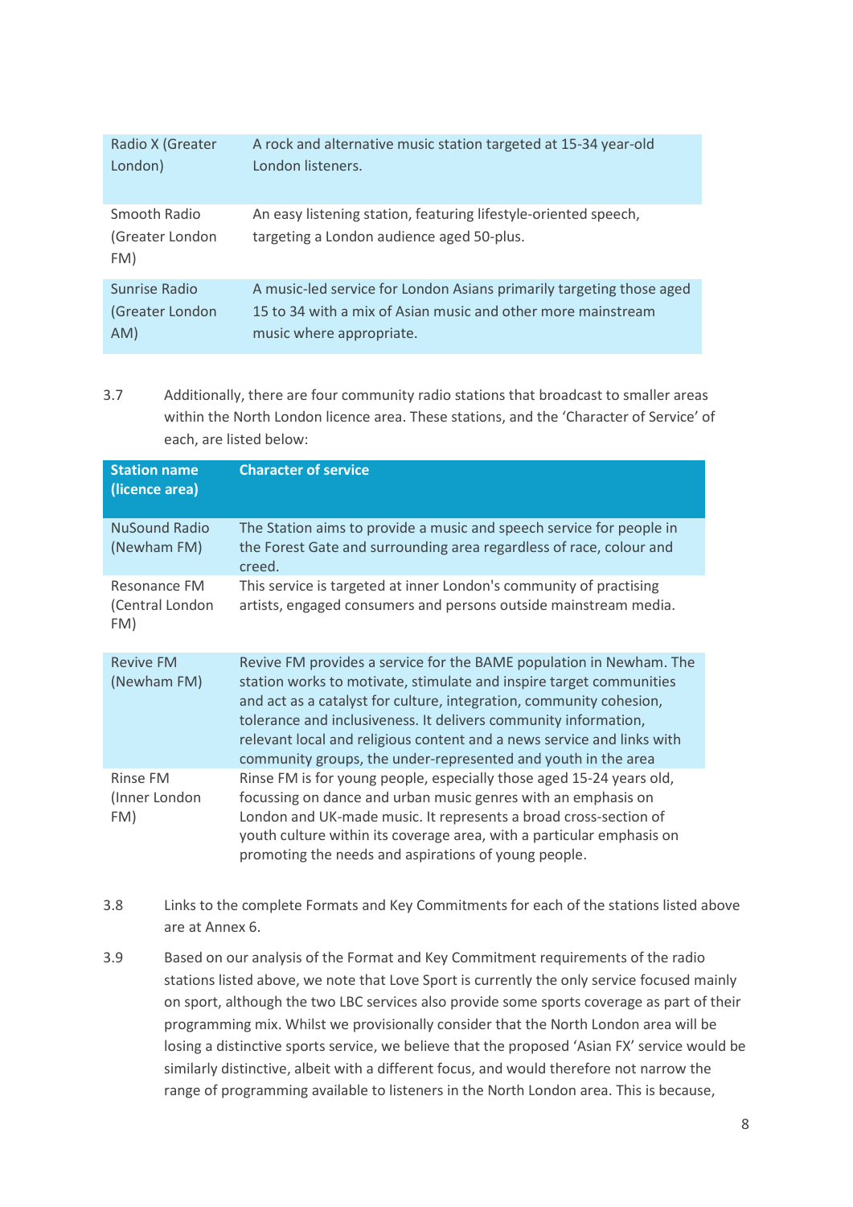| | |
|---|---|
| Radio X (Greater London) | A rock and alternative music station targeted at 15-34 year-old London listeners. |
| Smooth Radio (Greater London FM) | An easy listening station, featuring lifestyle-oriented speech, targeting a London audience aged 50-plus. |
| Sunrise Radio (Greater London AM) | A music-led service for London Asians primarily targeting those aged 15 to 34 with a mix of Asian music and other more mainstream music where appropriate. |

3.7 Additionally, there are four community radio stations that broadcast to smaller areas within the North London licence area. These stations, and the 'Character of Service' of each, are listed below:

| Station name (licence area) | Character of service |
|---|---|
| NuSound Radio (Newham FM) | The Station aims to provide a music and speech service for people in the Forest Gate and surrounding area regardless of race, colour and creed. |
| Resonance FM (Central London FM) | This service is targeted at inner London's community of practising artists, engaged consumers and persons outside mainstream media. |
| Revive FM (Newham FM) | Revive FM provides a service for the BAME population in Newham. The station works to motivate, stimulate and inspire target communities and act as a catalyst for culture, integration, community cohesion, tolerance and inclusiveness. It delivers community information, relevant local and religious content and a news service and links with community groups, the under-represented and youth in the area |
| Rinse FM (Inner London FM) | Rinse FM is for young people, especially those aged 15-24 years old, focussing on dance and urban music genres with an emphasis on London and UK-made music. It represents a broad cross-section of youth culture within its coverage area, with a particular emphasis on promoting the needs and aspirations of young people. |

3.8 Links to the complete Formats and Key Commitments for each of the stations listed above are at Annex 6.

3.9 Based on our analysis of the Format and Key Commitment requirements of the radio stations listed above, we note that Love Sport is currently the only service focused mainly on sport, although the two LBC services also provide some sports coverage as part of their programming mix. Whilst we provisionally consider that the North London area will be losing a distinctive sports service, we believe that the proposed 'Asian FX' service would be similarly distinctive, albeit with a different focus, and would therefore not narrow the range of programming available to listeners in the North London area. This is because,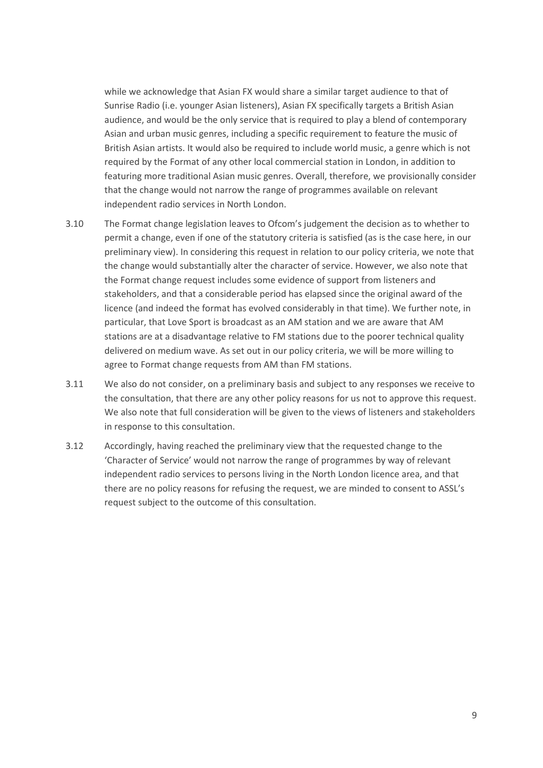while we acknowledge that Asian FX would share a similar target audience to that of Sunrise Radio (i.e. younger Asian listeners), Asian FX specifically targets a British Asian audience, and would be the only service that is required to play a blend of contemporary Asian and urban music genres, including a specific requirement to feature the music of British Asian artists. It would also be required to include world music, a genre which is not required by the Format of any other local commercial station in London, in addition to featuring more traditional Asian music genres. Overall, therefore, we provisionally consider that the change would not narrow the range of programmes available on relevant independent radio services in North London.

3.10 The Format change legislation leaves to Ofcom's judgement the decision as to whether to permit a change, even if one of the statutory criteria is satisfied (as is the case here, in our preliminary view). In considering this request in relation to our policy criteria, we note that the change would substantially alter the character of service. However, we also note that the Format change request includes some evidence of support from listeners and stakeholders, and that a considerable period has elapsed since the original award of the licence (and indeed the format has evolved considerably in that time). We further note, in particular, that Love Sport is broadcast as an AM station and we are aware that AM stations are at a disadvantage relative to FM stations due to the poorer technical quality delivered on medium wave. As set out in our policy criteria, we will be more willing to agree to Format change requests from AM than FM stations.

3.11 We also do not consider, on a preliminary basis and subject to any responses we receive to the consultation, that there are any other policy reasons for us not to approve this request. We also note that full consideration will be given to the views of listeners and stakeholders in response to this consultation.

3.12 Accordingly, having reached the preliminary view that the requested change to the 'Character of Service' would not narrow the range of programmes by way of relevant independent radio services to persons living in the North London licence area, and that there are no policy reasons for refusing the request, we are minded to consent to ASSL's request subject to the outcome of this consultation.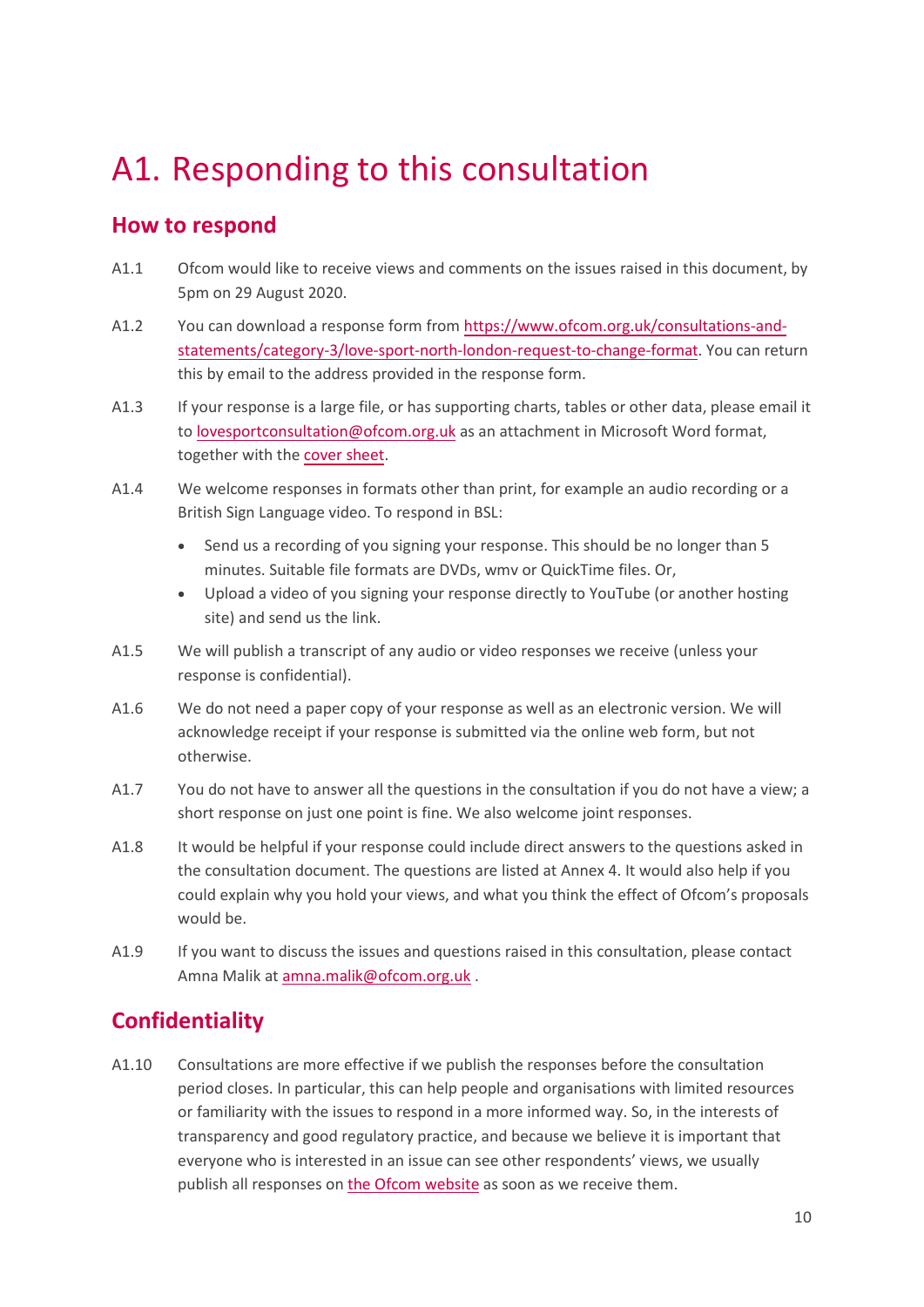# A1. Responding to this consultation

## How to respond

A1.1 Ofcom would like to receive views and comments on the issues raised in this document, by 5pm on 29 August 2020.

A1.2 You can download a response form from [https://www.ofcom.org.uk/consultations-and-statements/category-3/love-sport-north-london-request-to-change-format](https://www.ofcom.org.uk/consultations-and-statements/category-3/love-sport-north-london-request-to-change-format). You can return this by email to the address provided in the response form.

A1.3 If your response is a large file, or has supporting charts, tables or other data, please email it to [lovesportconsultation@ofcom.org.uk](mailto:lovesportconsultation@ofcom.org.uk) as an attachment in Microsoft Word format, together with the cover sheet.

A1.4 We welcome responses in formats other than print, for example an audio recording or a British Sign Language video. To respond in BSL:

- Send us a recording of you signing your response. This should be no longer than 5 minutes. Suitable file formats are DVDs, wmv or QuickTime files. Or,
- Upload a video of you signing your response directly to YouTube (or another hosting site) and send us the link.

A1.5 We will publish a transcript of any audio or video responses we receive (unless your response is confidential).

A1.6 We do not need a paper copy of your response as well as an electronic version. We will acknowledge receipt if your response is submitted via the online web form, but not otherwise.

A1.7 You do not have to answer all the questions in the consultation if you do not have a view; a short response on just one point is fine. We also welcome joint responses.

A1.8 It would be helpful if your response could include direct answers to the questions asked in the consultation document. The questions are listed at Annex 4. It would also help if you could explain why you hold your views, and what you think the effect of Ofcom's proposals would be.

A1.9 If you want to discuss the issues and questions raised in this consultation, please contact Amna Malik at [amna.malik@ofcom.org.uk](mailto:amna.malik@ofcom.org.uk) .

## Confidentiality

A1.10 Consultations are more effective if we publish the responses before the consultation period closes. In particular, this can help people and organisations with limited resources or familiarity with the issues to respond in a more informed way. So, in the interests of transparency and good regulatory practice, and because we believe it is important that everyone who is interested in an issue can see other respondents' views, we usually publish all responses on the Ofcom website as soon as we receive them.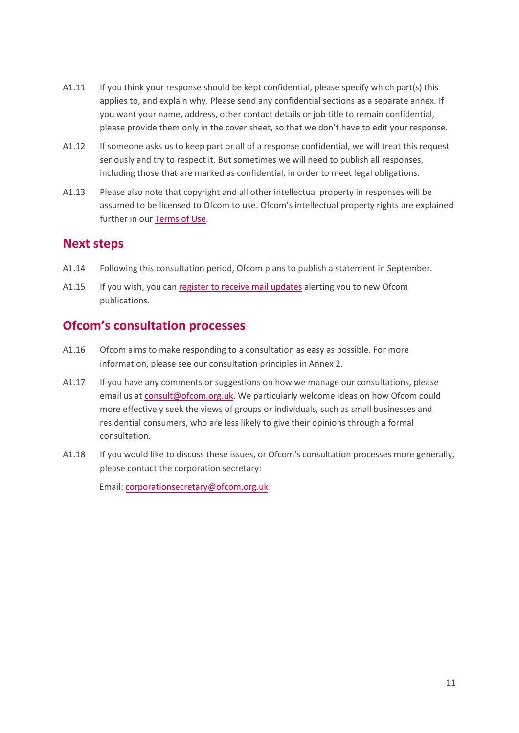A1.11 If you think your response should be kept confidential, please specify which part(s) this applies to, and explain why. Please send any confidential sections as a separate annex. If you want your name, address, other contact details or job title to remain confidential, please provide them only in the cover sheet, so that we don't have to edit your response.

A1.12 If someone asks us to keep part or all of a response confidential, we will treat this request seriously and try to respect it. But sometimes we will need to publish all responses, including those that are marked as confidential, in order to meet legal obligations.

A1.13 Please also note that copyright and all other intellectual property in responses will be assumed to be licensed to Ofcom to use. Ofcom's intellectual property rights are explained further in our Terms of Use.

## Next steps

A1.14 Following this consultation period, Ofcom plans to publish a statement in September.

A1.15 If you wish, you can register to receive mail updates alerting you to new Ofcom publications.

## Ofcom's consultation processes

A1.16 Ofcom aims to make responding to a consultation as easy as possible. For more information, please see our consultation principles in Annex 2.

A1.17 If you have any comments or suggestions on how we manage our consultations, please email us at consult@ofcom.org.uk. We particularly welcome ideas on how Ofcom could more effectively seek the views of groups or individuals, such as small businesses and residential consumers, who are less likely to give their opinions through a formal consultation.

A1.18 If you would like to discuss these issues, or Ofcom's consultation processes more generally, please contact the corporation secretary:

Email: corporationsecretary@ofcom.org.uk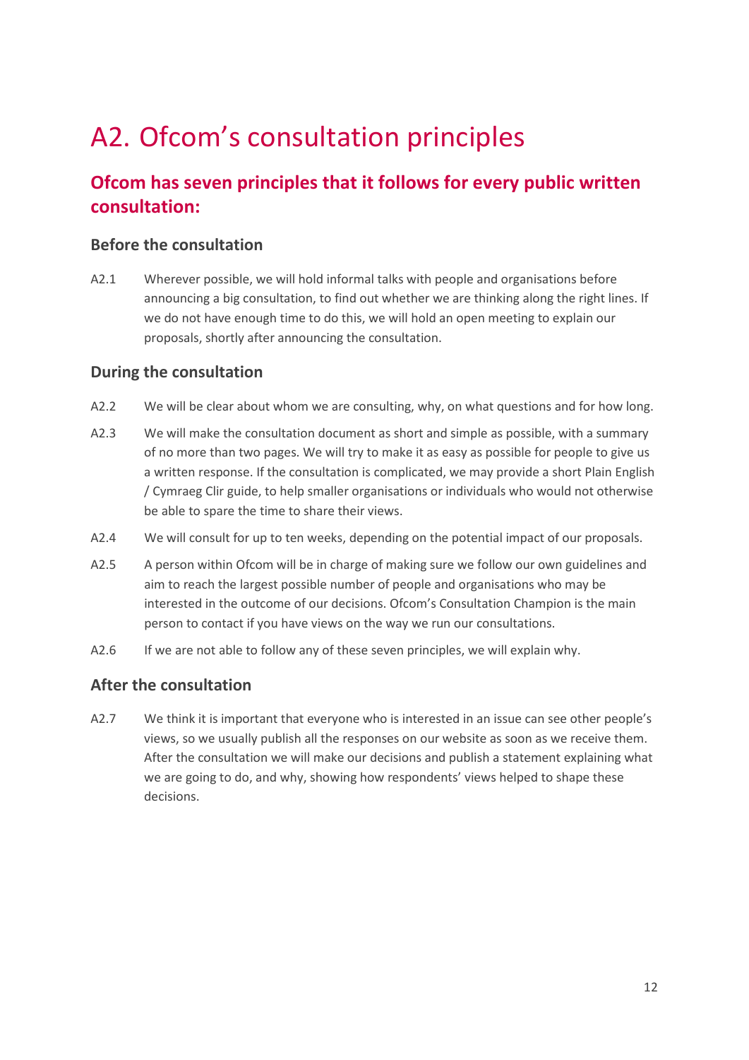# A2. Ofcom's consultation principles

## Ofcom has seven principles that it follows for every public written consultation:

### Before the consultation

A2.1 Wherever possible, we will hold informal talks with people and organisations before announcing a big consultation, to find out whether we are thinking along the right lines. If we do not have enough time to do this, we will hold an open meeting to explain our proposals, shortly after announcing the consultation.

### During the consultation

A2.2 We will be clear about whom we are consulting, why, on what questions and for how long.

A2.3 We will make the consultation document as short and simple as possible, with a summary of no more than two pages. We will try to make it as easy as possible for people to give us a written response. If the consultation is complicated, we may provide a short Plain English / Cymraeg Clir guide, to help smaller organisations or individuals who would not otherwise be able to spare the time to share their views.

A2.4 We will consult for up to ten weeks, depending on the potential impact of our proposals.

A2.5 A person within Ofcom will be in charge of making sure we follow our own guidelines and aim to reach the largest possible number of people and organisations who may be interested in the outcome of our decisions. Ofcom's Consultation Champion is the main person to contact if you have views on the way we run our consultations.

A2.6 If we are not able to follow any of these seven principles, we will explain why.

### After the consultation

A2.7 We think it is important that everyone who is interested in an issue can see other people's views, so we usually publish all the responses on our website as soon as we receive them. After the consultation we will make our decisions and publish a statement explaining what we are going to do, and why, showing how respondents' views helped to shape these decisions.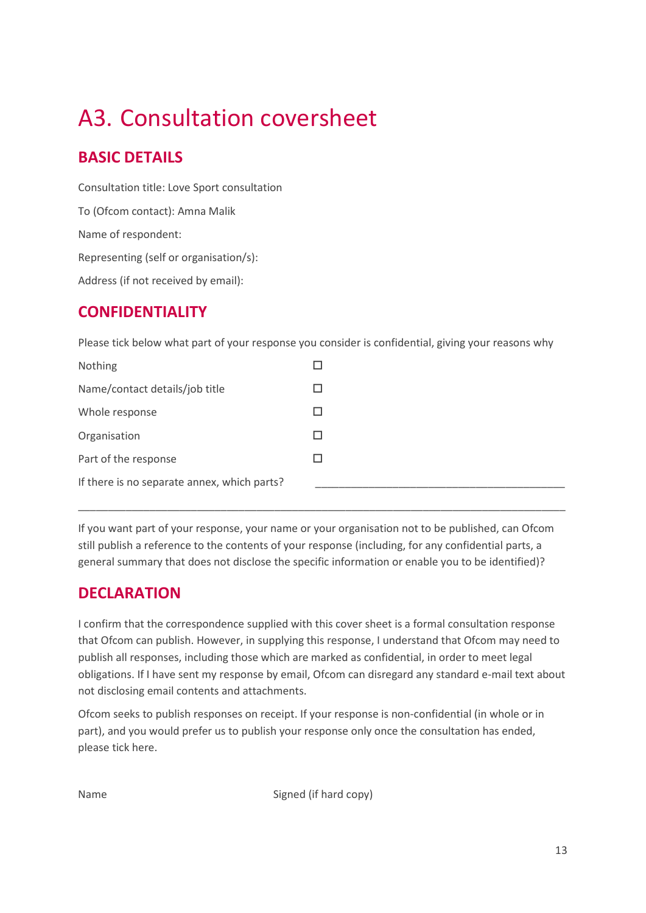# A3. Consultation coversheet

## BASIC DETAILS

Consultation title: Love Sport consultation

To (Ofcom contact): Amna Malik

Name of respondent:

Representing (self or organisation/s):

Address (if not received by email):

## CONFIDENTIALITY

Please tick below what part of your response you consider is confidential, giving your reasons why

| | |
|---|---|
| Nothing | ☐ |
| Name/contact details/job title | ☐ |
| Whole response | ☐ |
| Organisation | ☐ |
| Part of the response | ☐ |
| If there is no separate annex, which parts? | ___________________________________________ |

_____________________________________________________________________________________

If you want part of your response, your name or your organisation not to be published, can Ofcom still publish a reference to the contents of your response (including, for any confidential parts, a general summary that does not disclose the specific information or enable you to be identified)?

## DECLARATION

I confirm that the correspondence supplied with this cover sheet is a formal consultation response that Ofcom can publish. However, in supplying this response, I understand that Ofcom may need to publish all responses, including those which are marked as confidential, in order to meet legal obligations. If I have sent my response by email, Ofcom can disregard any standard e-mail text about not disclosing email contents and attachments.

Ofcom seeks to publish responses on receipt. If your response is non-confidential (in whole or in part), and you would prefer us to publish your response only once the consultation has ended, please tick here.

Name                                        Signed (if hard copy)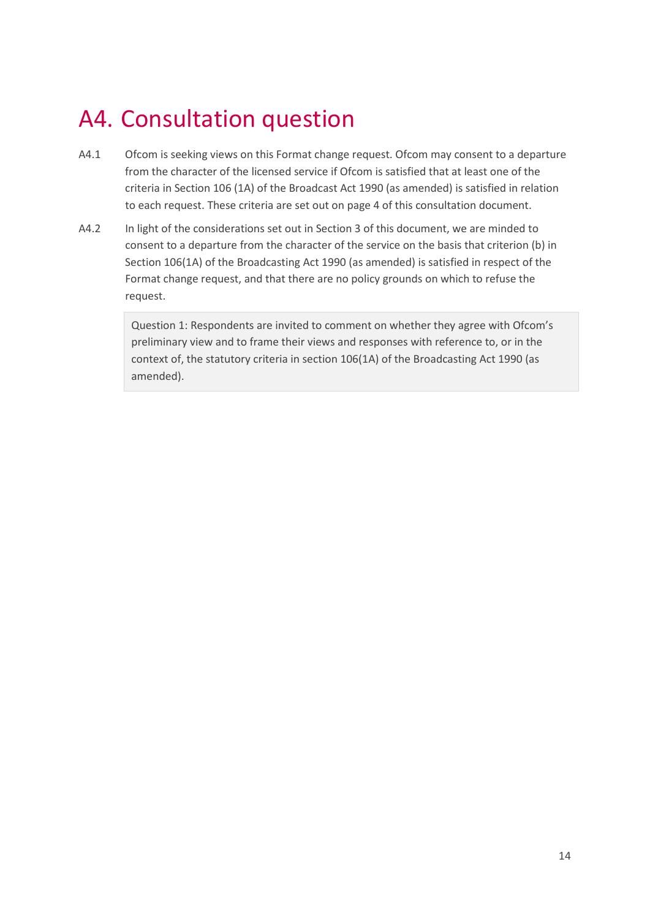# A4. Consultation question

A4.1 Ofcom is seeking views on this Format change request. Ofcom may consent to a departure from the character of the licensed service if Ofcom is satisfied that at least one of the criteria in Section 106 (1A) of the Broadcast Act 1990 (as amended) is satisfied in relation to each request. These criteria are set out on page 4 of this consultation document.

A4.2 In light of the considerations set out in Section 3 of this document, we are minded to consent to a departure from the character of the service on the basis that criterion (b) in Section 106(1A) of the Broadcasting Act 1990 (as amended) is satisfied in respect of the Format change request, and that there are no policy grounds on which to refuse the request.

> Question 1: Respondents are invited to comment on whether they agree with Ofcom's preliminary view and to frame their views and responses with reference to, or in the context of, the statutory criteria in section 106(1A) of the Broadcasting Act 1990 (as amended).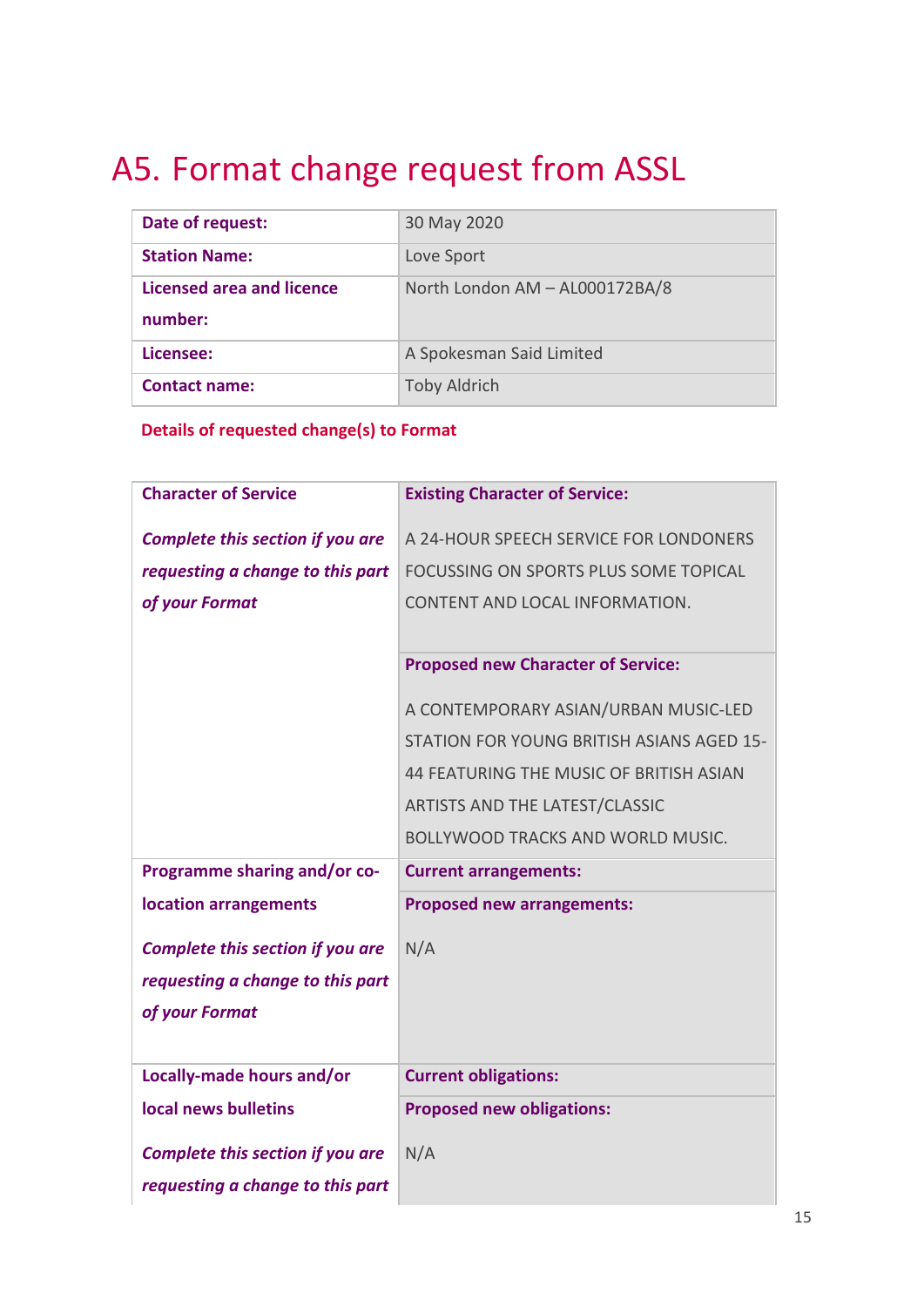# A5. Format change request from ASSL

| Date of request: | 30 May 2020 |
| --- | --- |
| Station Name: | Love Sport |
| Licensed area and licence number: | North London AM – AL000172BA/8 |
| Licensee: | A Spokesman Said Limited |
| Contact name: | Toby Aldrich |

**Details of requested change(s) to Format**

| | |
| --- | --- |
| **Character of Service**<br><br>***Complete this section if you are requesting a change to this part of your Format*** | **Existing Character of Service:**<br><br>A 24-HOUR SPEECH SERVICE FOR LONDONERS FOCUSSING ON SPORTS PLUS SOME TOPICAL CONTENT AND LOCAL INFORMATION. |
| | **Proposed new Character of Service:**<br><br>A CONTEMPORARY ASIAN/URBAN MUSIC-LED STATION FOR YOUNG BRITISH ASIANS AGED 15-44 FEATURING THE MUSIC OF BRITISH ASIAN ARTISTS AND THE LATEST/CLASSIC BOLLYWOOD TRACKS AND WORLD MUSIC. |
| **Programme sharing and/or co-location arrangements**<br><br>***Complete this section if you are requesting a change to this part of your Format*** | **Current arrangements:** |
| | **Proposed new arrangements:**<br><br>N/A |
| **Locally-made hours and/or local news bulletins**<br><br>***Complete this section if you are requesting a change to this part*** | **Current obligations:** |
| | **Proposed new obligations:**<br><br>N/A |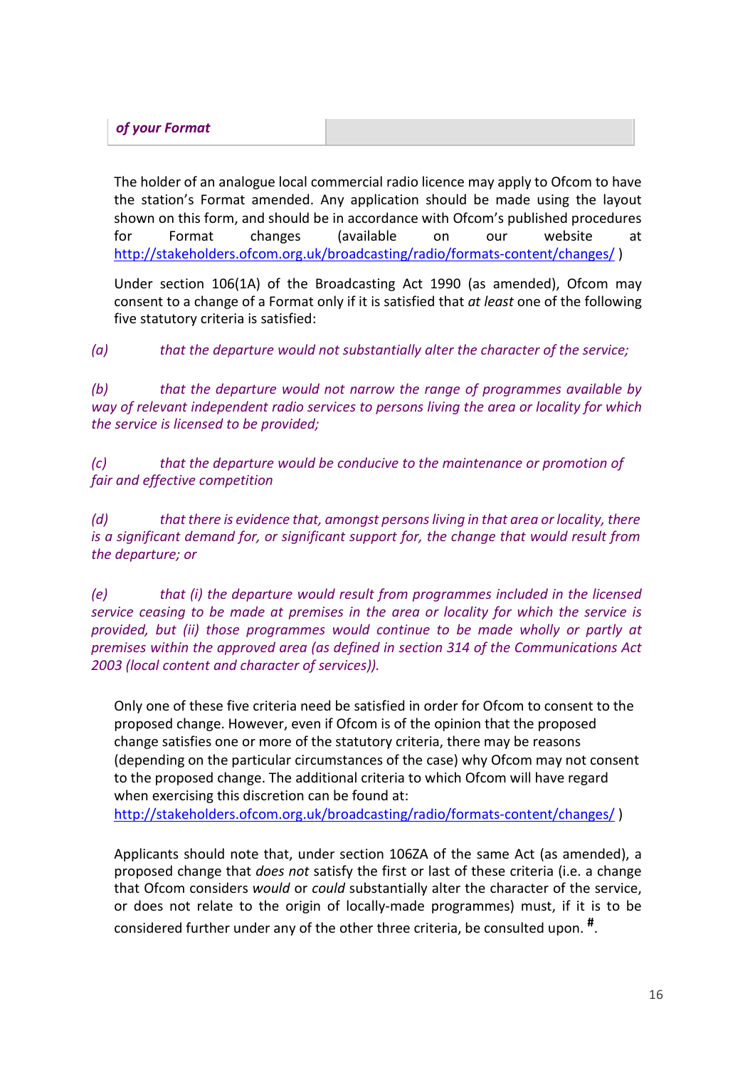| *of your Format* | |
|---|---|

The holder of an analogue local commercial radio licence may apply to Ofcom to have the station's Format amended. Any application should be made using the layout shown on this form, and should be in accordance with Ofcom's published procedures for Format changes (available on our website at http://stakeholders.ofcom.org.uk/broadcasting/radio/formats-content/changes/ )

Under section 106(1A) of the Broadcasting Act 1990 (as amended), Ofcom may consent to a change of a Format only if it is satisfied that *at least* one of the following five statutory criteria is satisfied:

*(a) that the departure would not substantially alter the character of the service;*

*(b) that the departure would not narrow the range of programmes available by way of relevant independent radio services to persons living the area or locality for which the service is licensed to be provided;*

*(c) that the departure would be conducive to the maintenance or promotion of fair and effective competition*

*(d) that there is evidence that, amongst persons living in that area or locality, there is a significant demand for, or significant support for, the change that would result from the departure; or*

*(e) that (i) the departure would result from programmes included in the licensed service ceasing to be made at premises in the area or locality for which the service is provided, but (ii) those programmes would continue to be made wholly or partly at premises within the approved area (as defined in section 314 of the Communications Act 2003 (local content and character of services)).*

Only one of these five criteria need be satisfied in order for Ofcom to consent to the proposed change. However, even if Ofcom is of the opinion that the proposed change satisfies one or more of the statutory criteria, there may be reasons (depending on the particular circumstances of the case) why Ofcom may not consent to the proposed change. The additional criteria to which Ofcom will have regard when exercising this discretion can be found at: http://stakeholders.ofcom.org.uk/broadcasting/radio/formats-content/changes/ )

Applicants should note that, under section 106ZA of the same Act (as amended), a proposed change that *does not* satisfy the first or last of these criteria (i.e. a change that Ofcom considers *would* or *could* substantially alter the character of the service, or does not relate to the origin of locally-made programmes) must, if it is to be considered further under any of the other three criteria, be consulted upon. **#**.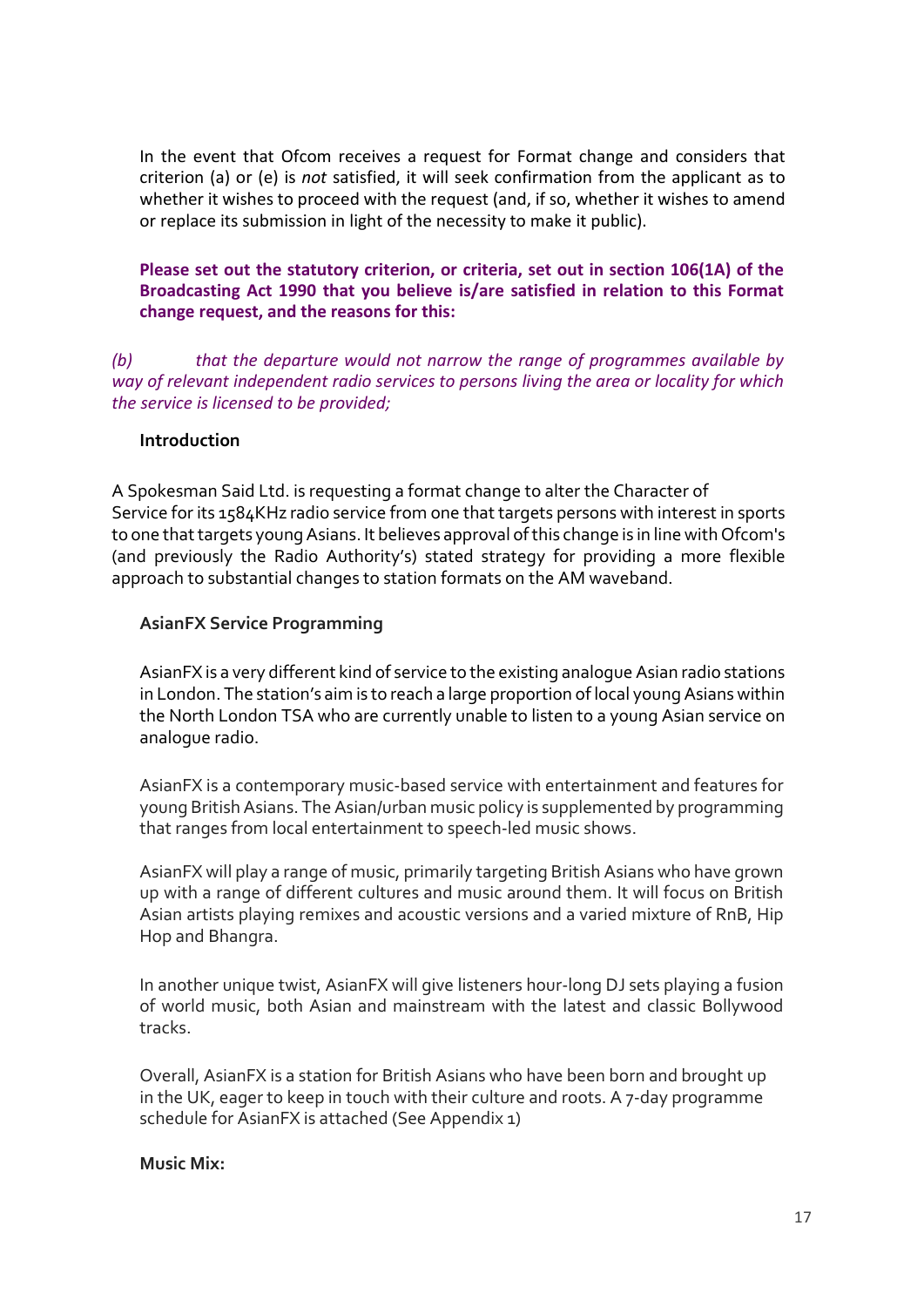In the event that Ofcom receives a request for Format change and considers that criterion (a) or (e) is *not* satisfied, it will seek confirmation from the applicant as to whether it wishes to proceed with the request (and, if so, whether it wishes to amend or replace its submission in light of the necessity to make it public).

**Please set out the statutory criterion, or criteria, set out in section 106(1A) of the Broadcasting Act 1990 that you believe is/are satisfied in relation to this Format change request, and the reasons for this:**

*(b) that the departure would not narrow the range of programmes available by way of relevant independent radio services to persons living the area or locality for which the service is licensed to be provided;*

**Introduction**

A Spokesman Said Ltd. is requesting a format change to alter the Character of Service for its 1584KHz radio service from one that targets persons with interest in sports to one that targets young Asians. It believes approval of this change is in line with Ofcom's (and previously the Radio Authority's) stated strategy for providing a more flexible approach to substantial changes to station formats on the AM waveband.

**AsianFX Service Programming**

AsianFX is a very different kind of service to the existing analogue Asian radio stations in London. The station's aim is to reach a large proportion of local young Asians within the North London TSA who are currently unable to listen to a young Asian service on analogue radio.

AsianFX is a contemporary music-based service with entertainment and features for young British Asians. The Asian/urban music policy is supplemented by programming that ranges from local entertainment to speech-led music shows.

AsianFX will play a range of music, primarily targeting British Asians who have grown up with a range of different cultures and music around them. It will focus on British Asian artists playing remixes and acoustic versions and a varied mixture of RnB, Hip Hop and Bhangra.

In another unique twist, AsianFX will give listeners hour-long DJ sets playing a fusion of world music, both Asian and mainstream with the latest and classic Bollywood tracks.

Overall, AsianFX is a station for British Asians who have been born and brought up in the UK, eager to keep in touch with their culture and roots. A 7-day programme schedule for AsianFX is attached (See Appendix 1)

**Music Mix:**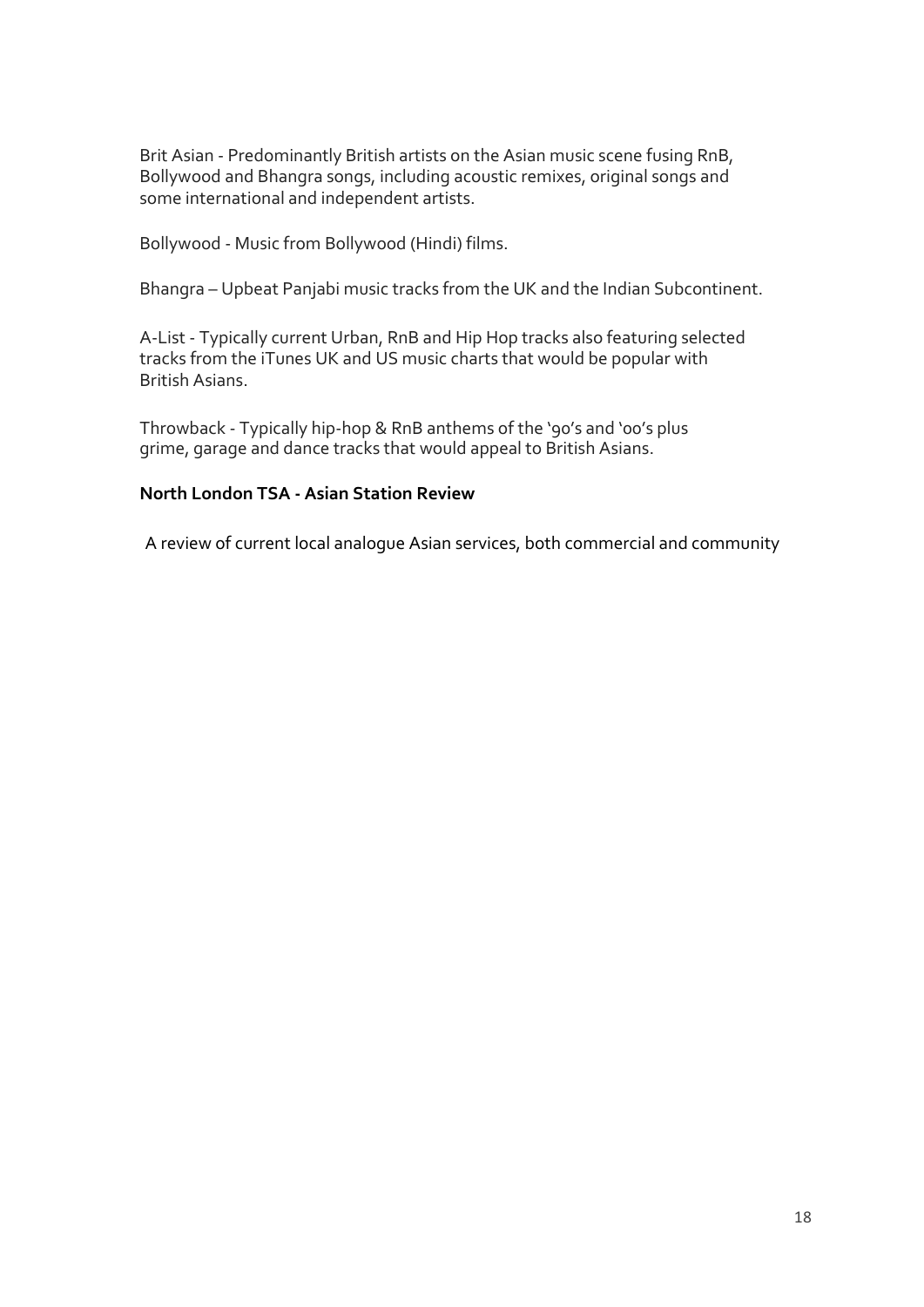Brit Asian - Predominantly British artists on the Asian music scene fusing RnB, Bollywood and Bhangra songs, including acoustic remixes, original songs and some international and independent artists.

Bollywood - Music from Bollywood (Hindi) films.

Bhangra – Upbeat Panjabi music tracks from the UK and the Indian Subcontinent.

A-List - Typically current Urban, RnB and Hip Hop tracks also featuring selected tracks from the iTunes UK and US music charts that would be popular with British Asians.

Throwback - Typically hip-hop & RnB anthems of the '90's and '00's plus grime, garage and dance tracks that would appeal to British Asians.

**North London TSA - Asian Station Review**

A review of current local analogue Asian services, both commercial and community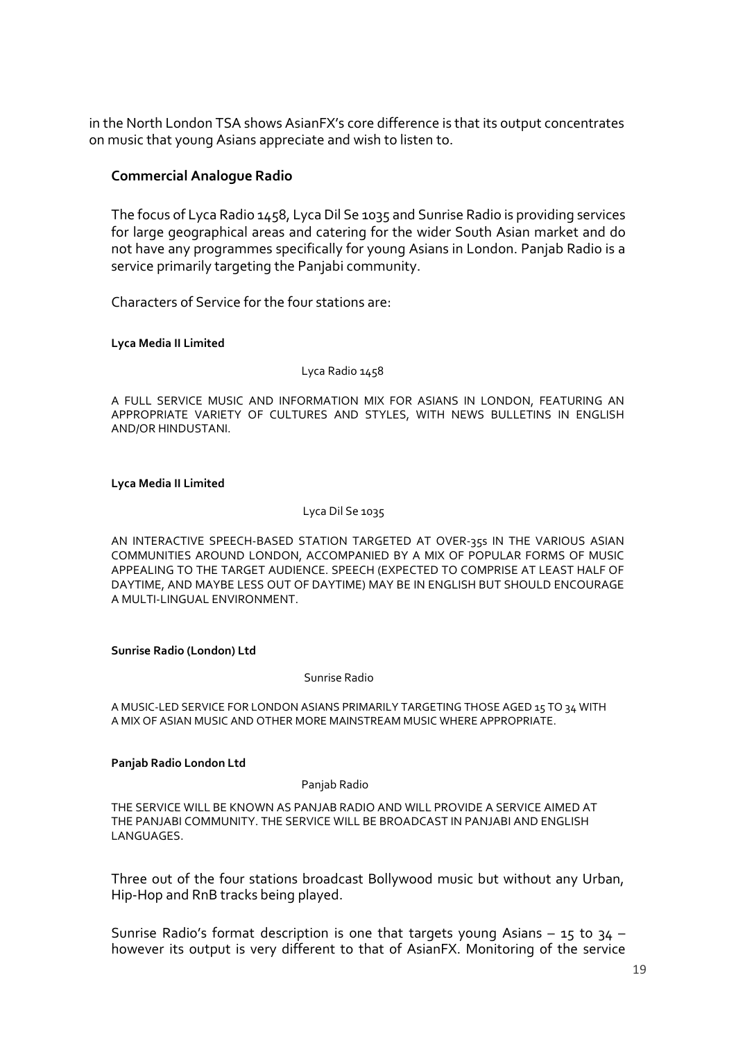in the North London TSA shows AsianFX's core difference is that its output concentrates on music that young Asians appreciate and wish to listen to.

### Commercial Analogue Radio

The focus of Lyca Radio 1458, Lyca Dil Se 1035 and Sunrise Radio is providing services for large geographical areas and catering for the wider South Asian market and do not have any programmes specifically for young Asians in London. Panjab Radio is a service primarily targeting the Panjabi community.

Characters of Service for the four stations are:

**Lyca Media II Limited**

Lyca Radio 1458

A FULL SERVICE MUSIC AND INFORMATION MIX FOR ASIANS IN LONDON, FEATURING AN APPROPRIATE VARIETY OF CULTURES AND STYLES, WITH NEWS BULLETINS IN ENGLISH AND/OR HINDUSTANI.

**Lyca Media II Limited**

Lyca Dil Se 1035

AN INTERACTIVE SPEECH-BASED STATION TARGETED AT OVER-35s IN THE VARIOUS ASIAN COMMUNITIES AROUND LONDON, ACCOMPANIED BY A MIX OF POPULAR FORMS OF MUSIC APPEALING TO THE TARGET AUDIENCE. SPEECH (EXPECTED TO COMPRISE AT LEAST HALF OF DAYTIME, AND MAYBE LESS OUT OF DAYTIME) MAY BE IN ENGLISH BUT SHOULD ENCOURAGE A MULTI-LINGUAL ENVIRONMENT.

**Sunrise Radio (London) Ltd**

Sunrise Radio

A MUSIC-LED SERVICE FOR LONDON ASIANS PRIMARILY TARGETING THOSE AGED 15 TO 34 WITH A MIX OF ASIAN MUSIC AND OTHER MORE MAINSTREAM MUSIC WHERE APPROPRIATE.

**Panjab Radio London Ltd**

Panjab Radio

THE SERVICE WILL BE KNOWN AS PANJAB RADIO AND WILL PROVIDE A SERVICE AIMED AT THE PANJABI COMMUNITY. THE SERVICE WILL BE BROADCAST IN PANJABI AND ENGLISH LANGUAGES.

Three out of the four stations broadcast Bollywood music but without any Urban, Hip-Hop and RnB tracks being played.

Sunrise Radio's format description is one that targets young Asians – 15 to 34 – however its output is very different to that of AsianFX. Monitoring of the service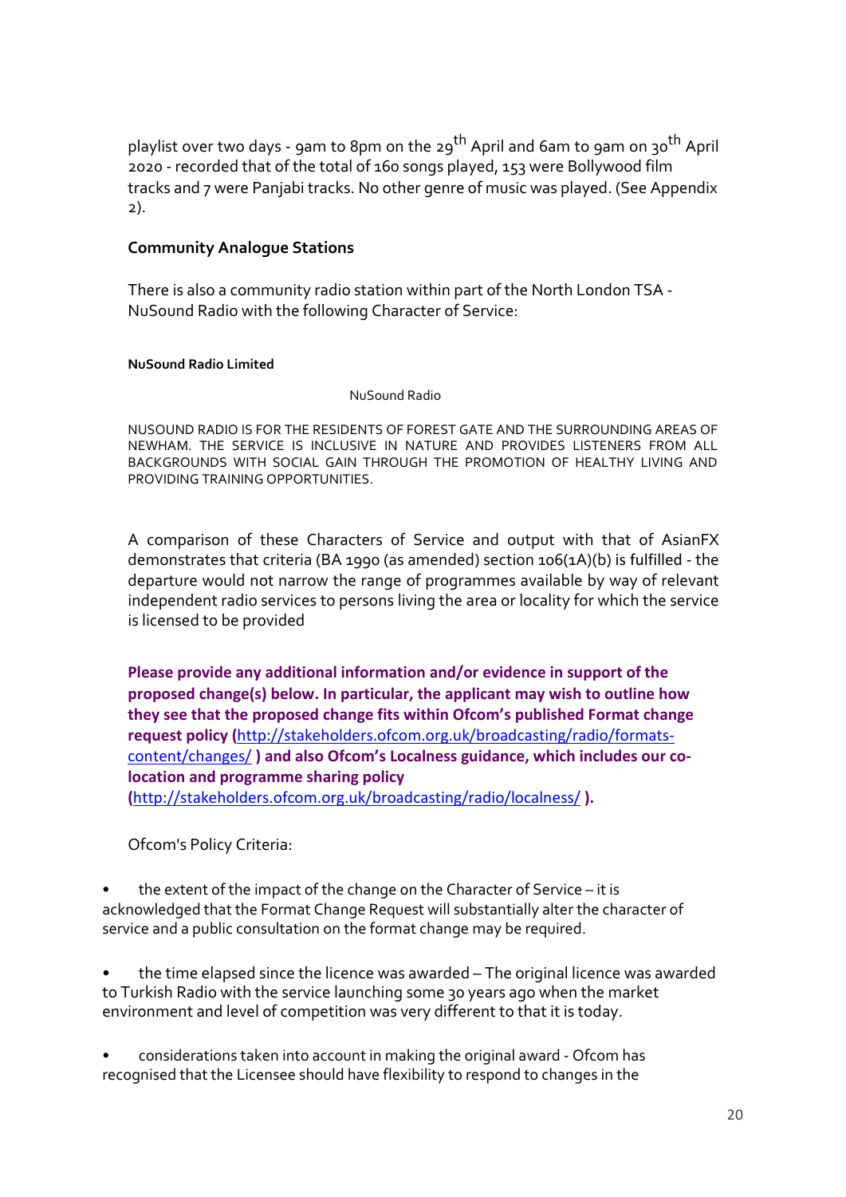playlist over two days - 9am to 8pm on the 29th April and 6am to 9am on 30th April 2020 - recorded that of the total of 160 songs played, 153 were Bollywood film tracks and 7 were Panjabi tracks. No other genre of music was played. (See Appendix 2).

**Community Analogue Stations**

There is also a community radio station within part of the North London TSA - NuSound Radio with the following Character of Service:

**NuSound Radio Limited**

NuSound Radio

NUSOUND RADIO IS FOR THE RESIDENTS OF FOREST GATE AND THE SURROUNDING AREAS OF NEWHAM. THE SERVICE IS INCLUSIVE IN NATURE AND PROVIDES LISTENERS FROM ALL BACKGROUNDS WITH SOCIAL GAIN THROUGH THE PROMOTION OF HEALTHY LIVING AND PROVIDING TRAINING OPPORTUNITIES.

A comparison of these Characters of Service and output with that of AsianFX demonstrates that criteria (BA 1990 (as amended) section 106(1A)(b) is fulfilled - the departure would not narrow the range of programmes available by way of relevant independent radio services to persons living the area or locality for which the service is licensed to be provided

**Please provide any additional information and/or evidence in support of the proposed change(s) below. In particular, the applicant may wish to outline how they see that the proposed change fits within Ofcom's published Format change request policy (http://stakeholders.ofcom.org.uk/broadcasting/radio/formats-content/changes/ ) and also Ofcom's Localness guidance, which includes our co-location and programme sharing policy (http://stakeholders.ofcom.org.uk/broadcasting/radio/localness/ ).**

Ofcom's Policy Criteria:

- the extent of the impact of the change on the Character of Service – it is acknowledged that the Format Change Request will substantially alter the character of service and a public consultation on the format change may be required.

- the time elapsed since the licence was awarded – The original licence was awarded to Turkish Radio with the service launching some 30 years ago when the market environment and level of competition was very different to that it is today.

- considerations taken into account in making the original award - Ofcom has recognised that the Licensee should have flexibility to respond to changes in the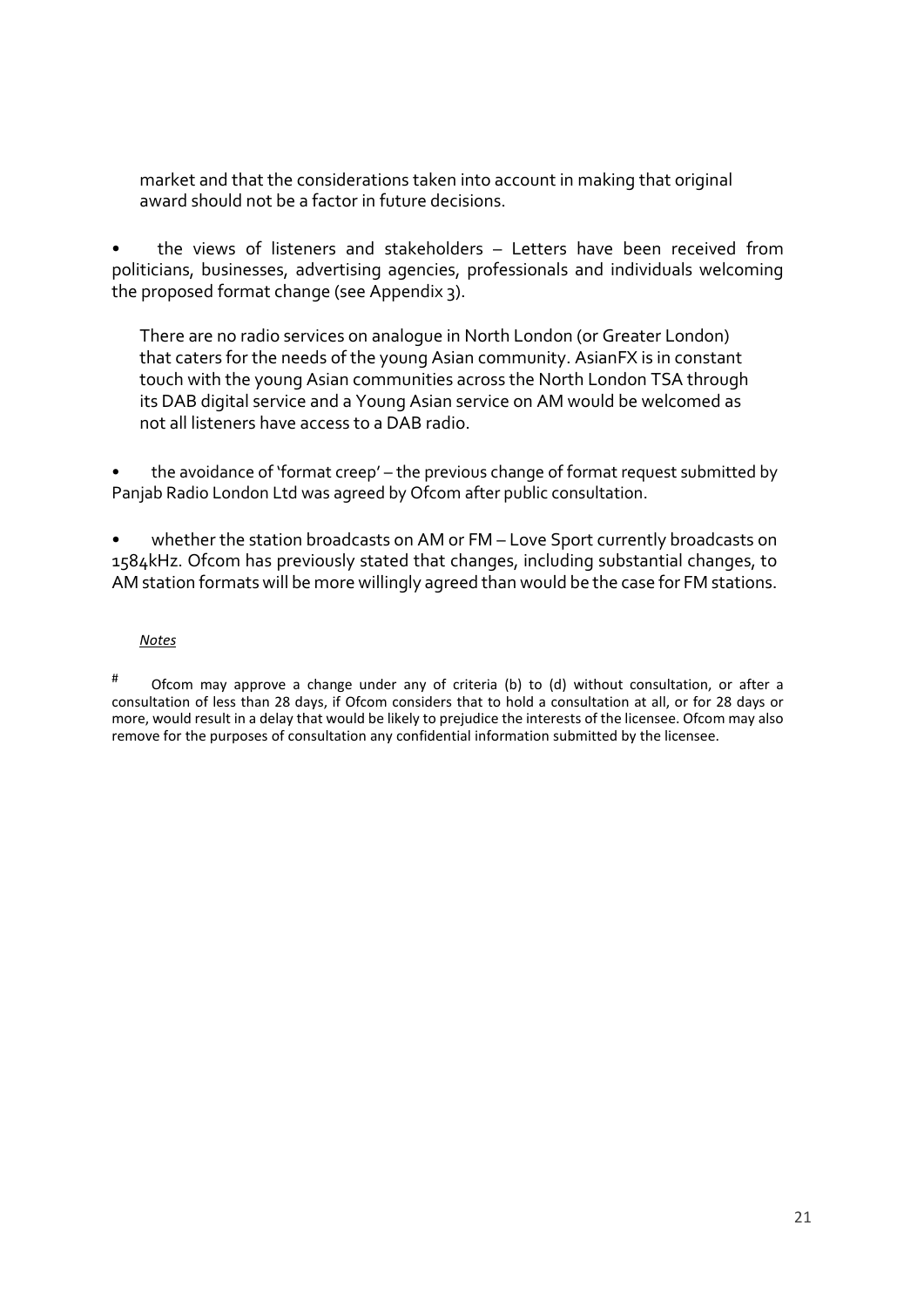market and that the considerations taken into account in making that original award should not be a factor in future decisions.

- the views of listeners and stakeholders – Letters have been received from politicians, businesses, advertising agencies, professionals and individuals welcoming the proposed format change (see Appendix 3).

  There are no radio services on analogue in North London (or Greater London) that caters for the needs of the young Asian community. AsianFX is in constant touch with the young Asian communities across the North London TSA through its DAB digital service and a Young Asian service on AM would be welcomed as not all listeners have access to a DAB radio.

- the avoidance of 'format creep' – the previous change of format request submitted by Panjab Radio London Ltd was agreed by Ofcom after public consultation.

- whether the station broadcasts on AM or FM – Love Sport currently broadcasts on 1584kHz. Ofcom has previously stated that changes, including substantial changes, to AM station formats will be more willingly agreed than would be the case for FM stations.

*Notes*

# Ofcom may approve a change under any of criteria (b) to (d) without consultation, or after a consultation of less than 28 days, if Ofcom considers that to hold a consultation at all, or for 28 days or more, would result in a delay that would be likely to prejudice the interests of the licensee. Ofcom may also remove for the purposes of consultation any confidential information submitted by the licensee.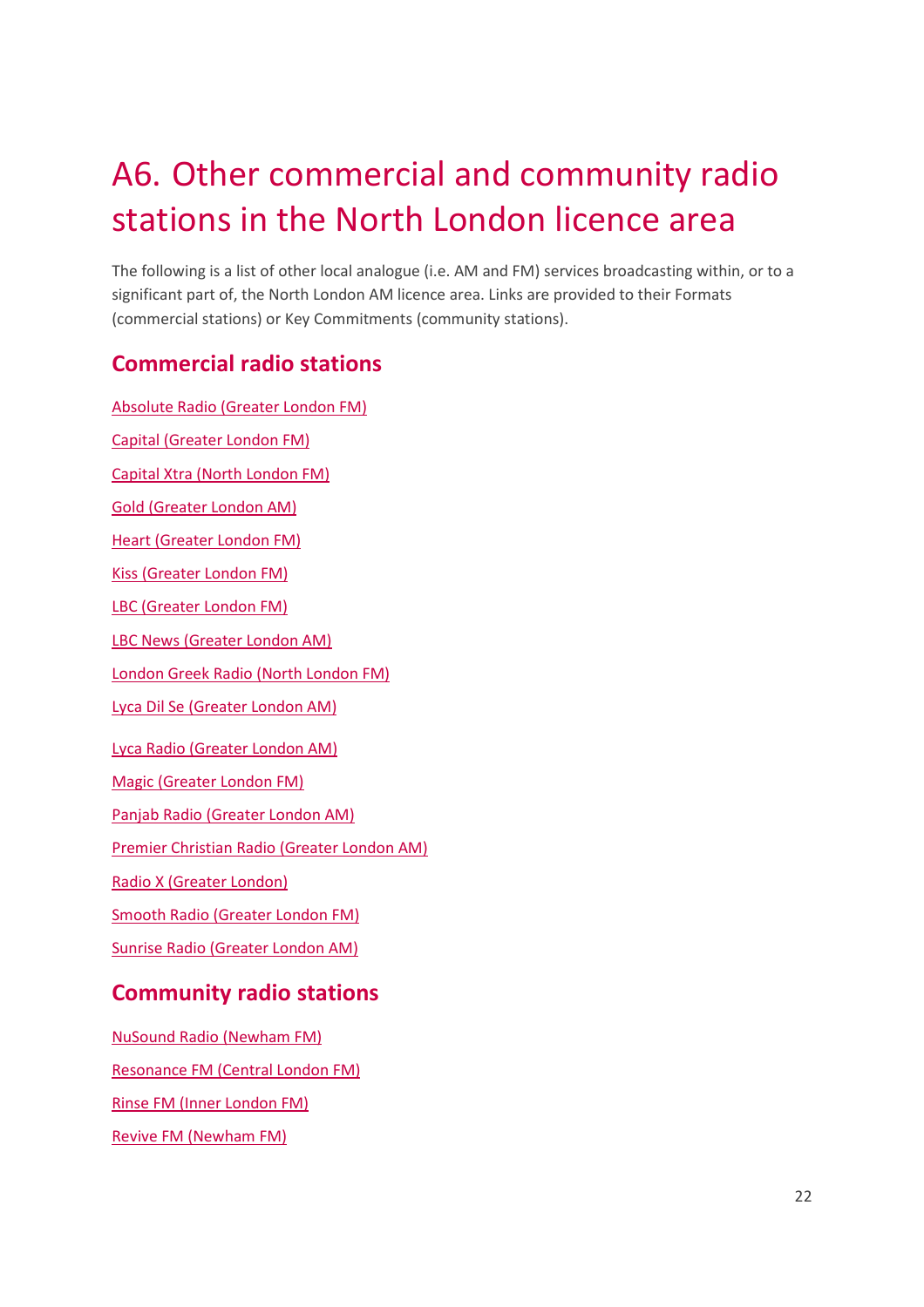# A6. Other commercial and community radio stations in the North London licence area

The following is a list of other local analogue (i.e. AM and FM) services broadcasting within, or to a significant part of, the North London AM licence area. Links are provided to their Formats (commercial stations) or Key Commitments (community stations).

## Commercial radio stations

Absolute Radio (Greater London FM)

Capital (Greater London FM)

Capital Xtra (North London FM)

Gold (Greater London AM)

Heart (Greater London FM)

Kiss (Greater London FM)

LBC (Greater London FM)

LBC News (Greater London AM)

London Greek Radio (North London FM)

Lyca Dil Se (Greater London AM)

Lyca Radio (Greater London AM)

Magic (Greater London FM)

Panjab Radio (Greater London AM)

Premier Christian Radio (Greater London AM)

Radio X (Greater London)

Smooth Radio (Greater London FM)

Sunrise Radio (Greater London AM)

## Community radio stations

NuSound Radio (Newham FM)

Resonance FM (Central London FM)

Rinse FM (Inner London FM)

Revive FM (Newham FM)